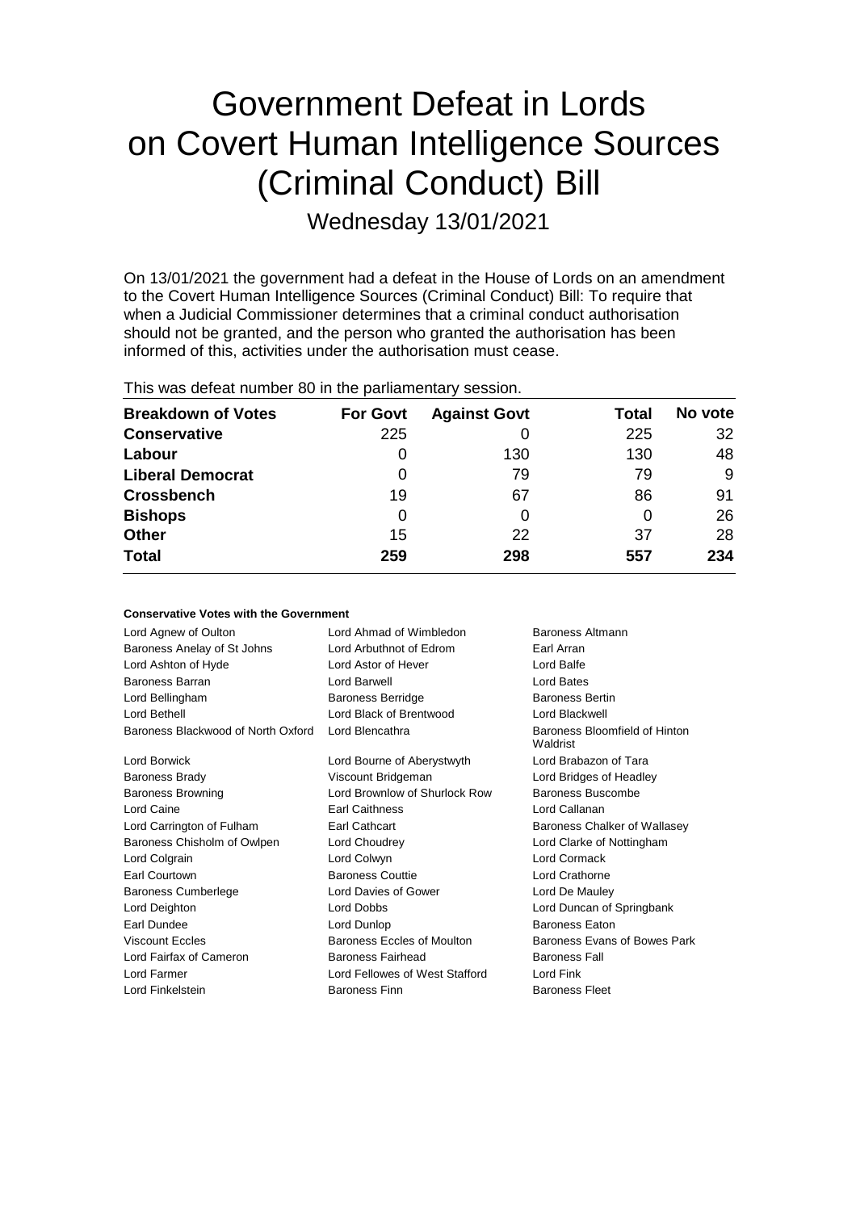# Government Defeat in Lords on Covert Human Intelligence Sources (Criminal Conduct) Bill

Wednesday 13/01/2021

On 13/01/2021 the government had a defeat in the House of Lords on an amendment to the Covert Human Intelligence Sources (Criminal Conduct) Bill: To require that when a Judicial Commissioner determines that a criminal conduct authorisation should not be granted, and the person who granted the authorisation has been informed of this, activities under the authorisation must cease.

This was defeat number 80 in the parliamentary session.

| Breakdown of Votes | For Govt | Against Govt | Total | No vote |
|---|---|---|---|---|
| Conservative | 225 | 0 | 225 | 32 |
| Labour | 0 | 130 | 130 | 48 |
| Liberal Democrat | 0 | 79 | 79 | 9 |
| Crossbench | 19 | 67 | 86 | 91 |
| Bishops | 0 | 0 | 0 | 26 |
| Other | 15 | 22 | 37 | 28 |
| **Total** | **259** | **298** | **557** | **234** |

### Conservative Votes with the Government

| | | |
|---|---|---|
| Lord Agnew of Oulton | Lord Ahmad of Wimbledon | Baroness Altmann |
| Baroness Anelay of St Johns | Lord Arbuthnot of Edrom | Earl Arran |
| Lord Ashton of Hyde | Lord Astor of Hever | Lord Balfe |
| Baroness Barran | Lord Barwell | Lord Bates |
| Lord Bellingham | Baroness Berridge | Baroness Bertin |
| Lord Bethell | Lord Black of Brentwood | Lord Blackwell |
| Baroness Blackwood of North Oxford | Lord Blencathra | Baroness Bloomfield of Hinton Waldrist |
| Lord Borwick | Lord Bourne of Aberystwyth | Lord Brabazon of Tara |
| Baroness Brady | Viscount Bridgeman | Lord Bridges of Headley |
| Baroness Browning | Lord Brownlow of Shurlock Row | Baroness Buscombe |
| Lord Caine | Earl Caithness | Lord Callanan |
| Lord Carrington of Fulham | Earl Cathcart | Baroness Chalker of Wallasey |
| Baroness Chisholm of Owlpen | Lord Choudrey | Lord Clarke of Nottingham |
| Lord Colgrain | Lord Colwyn | Lord Cormack |
| Earl Courtown | Baroness Couttie | Lord Crathorne |
| Baroness Cumberlege | Lord Davies of Gower | Lord De Mauley |
| Lord Deighton | Lord Dobbs | Lord Duncan of Springbank |
| Earl Dundee | Lord Dunlop | Baroness Eaton |
| Viscount Eccles | Baroness Eccles of Moulton | Baroness Evans of Bowes Park |
| Lord Fairfax of Cameron | Baroness Fairhead | Baroness Fall |
| Lord Farmer | Lord Fellowes of West Stafford | Lord Fink |
| Lord Finkelstein | Baroness Finn | Baroness Fleet |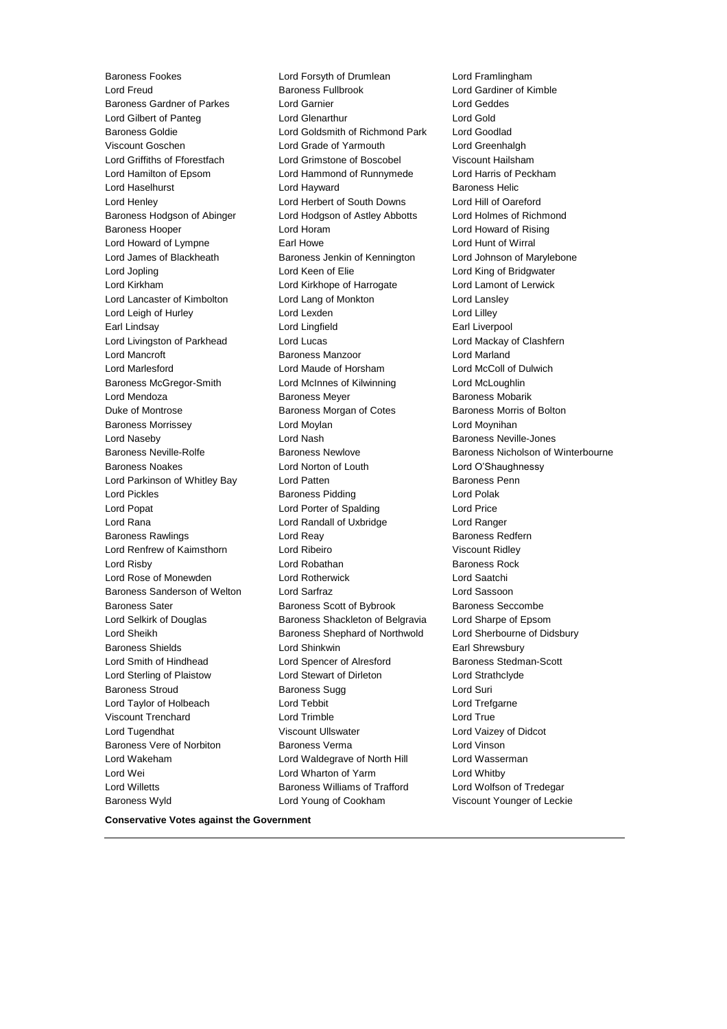Baroness Fookes
Lord Forsyth of Drumlean
Lord Framlingham
Lord Freud
Baroness Fullbrook
Lord Gardiner of Kimble
Baroness Gardner of Parkes
Lord Garnier
Lord Geddes
Lord Gilbert of Panteg
Lord Glenarthur
Lord Gold
Baroness Goldie
Lord Goldsmith of Richmond Park
Lord Goodlad
Viscount Goschen
Lord Grade of Yarmouth
Lord Greenhalgh
Lord Griffiths of Fforestfach
Lord Grimstone of Boscobel
Viscount Hailsham
Lord Hamilton of Epsom
Lord Hammond of Runnymede
Lord Harris of Peckham
Lord Haselhurst
Lord Hayward
Baroness Helic
Lord Henley
Lord Herbert of South Downs
Lord Hill of Oareford
Baroness Hodgson of Abinger
Lord Hodgson of Astley Abbotts
Lord Holmes of Richmond
Baroness Hooper
Lord Horam
Lord Howard of Rising
Lord Howard of Lympne
Earl Howe
Lord Hunt of Wirral
Lord James of Blackheath
Baroness Jenkin of Kennington
Lord Johnson of Marylebone
Lord Jopling
Lord Keen of Elie
Lord King of Bridgwater
Lord Kirkham
Lord Kirkhope of Harrogate
Lord Lamont of Lerwick
Lord Lancaster of Kimbolton
Lord Lang of Monkton
Lord Lansley
Lord Leigh of Hurley
Lord Lexden
Lord Lilley
Earl Lindsay
Lord Lingfield
Earl Liverpool
Lord Livingston of Parkhead
Lord Lucas
Lord Mackay of Clashfern
Lord Mancroft
Baroness Manzoor
Lord Marland
Lord Marlesford
Lord Maude of Horsham
Lord McColl of Dulwich
Baroness McGregor-Smith
Lord McInnes of Kilwinning
Lord McLoughlin
Lord Mendoza
Baroness Meyer
Baroness Mobarik
Duke of Montrose
Baroness Morgan of Cotes
Baroness Morris of Bolton
Baroness Morrissey
Lord Moylan
Lord Moynihan
Lord Naseby
Lord Nash
Baroness Neville-Jones
Baroness Neville-Rolfe
Baroness Newlove
Baroness Nicholson of Winterbourne
Baroness Noakes
Lord Norton of Louth
Lord O'Shaughnessy
Lord Parkinson of Whitley Bay
Lord Patten
Baroness Penn
Lord Pickles
Baroness Pidding
Lord Polak
Lord Popat
Lord Porter of Spalding
Lord Price
Lord Rana
Lord Randall of Uxbridge
Lord Ranger
Baroness Rawlings
Lord Reay
Baroness Redfern
Lord Renfrew of Kaimsthorn
Lord Ribeiro
Viscount Ridley
Lord Risby
Lord Robathan
Baroness Rock
Lord Rose of Monewden
Lord Rotherwick
Lord Saatchi
Baroness Sanderson of Welton
Lord Sarfraz
Lord Sassoon
Baroness Sater
Baroness Scott of Bybrook
Baroness Seccombe
Lord Selkirk of Douglas
Baroness Shackleton of Belgravia
Lord Sharpe of Epsom
Lord Sheikh
Baroness Shephard of Northwold
Lord Sherbourne of Didsbury
Baroness Shields
Lord Shinkwin
Earl Shrewsbury
Lord Smith of Hindhead
Lord Spencer of Alresford
Baroness Stedman-Scott
Lord Sterling of Plaistow
Lord Stewart of Dirleton
Lord Strathclyde
Baroness Stroud
Baroness Sugg
Lord Suri
Lord Taylor of Holbeach
Lord Tebbit
Lord Trefgarne
Viscount Trenchard
Lord Trimble
Lord True
Lord Tugendhat
Viscount Ullswater
Lord Vaizey of Didcot
Baroness Vere of Norbiton
Baroness Verma
Lord Vinson
Lord Wakeham
Lord Waldegrave of North Hill
Lord Wasserman
Lord Wei
Lord Wharton of Yarm
Lord Whitby
Lord Willetts
Baroness Williams of Trafford
Lord Wolfson of Tredegar
Baroness Wyld
Lord Young of Cookham
Viscount Younger of Leckie

**Conservative Votes against the Government**

---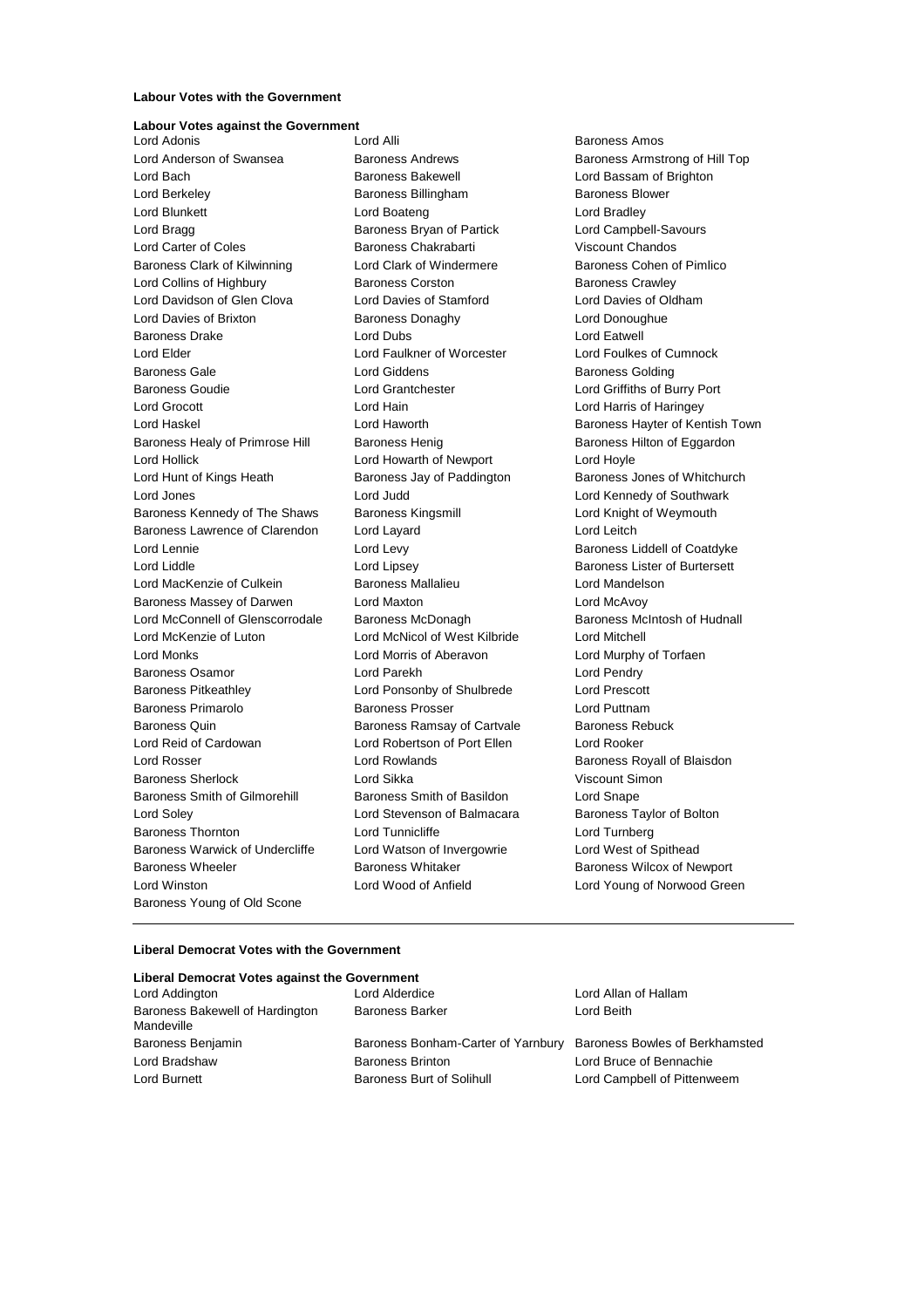**Labour Votes with the Government**

**Labour Votes against the Government**

Lord Adonis
Lord Alli
Baroness Amos
Lord Anderson of Swansea
Baroness Andrews
Baroness Armstrong of Hill Top
Lord Bach
Baroness Bakewell
Lord Bassam of Brighton
Lord Berkeley
Baroness Billingham
Baroness Blower
Lord Blunkett
Lord Boateng
Lord Bradley
Lord Bragg
Baroness Bryan of Partick
Lord Campbell-Savours
Lord Carter of Coles
Baroness Chakrabarti
Viscount Chandos
Baroness Clark of Kilwinning
Lord Clark of Windermere
Baroness Cohen of Pimlico
Lord Collins of Highbury
Baroness Corston
Baroness Crawley
Lord Davidson of Glen Clova
Lord Davies of Stamford
Lord Davies of Oldham
Lord Davies of Brixton
Baroness Donaghy
Lord Donoughue
Baroness Drake
Lord Dubs
Lord Eatwell
Lord Elder
Lord Faulkner of Worcester
Lord Foulkes of Cumnock
Baroness Gale
Lord Giddens
Baroness Golding
Baroness Goudie
Lord Grantchester
Lord Griffiths of Burry Port
Lord Grocott
Lord Hain
Lord Harris of Haringey
Lord Haskel
Lord Haworth
Baroness Hayter of Kentish Town
Baroness Healy of Primrose Hill
Baroness Henig
Baroness Hilton of Eggardon
Lord Hollick
Lord Howarth of Newport
Lord Hoyle
Lord Hunt of Kings Heath
Baroness Jay of Paddington
Baroness Jones of Whitchurch
Lord Jones
Lord Judd
Lord Kennedy of Southwark
Baroness Kennedy of The Shaws
Baroness Kingsmill
Lord Knight of Weymouth
Baroness Lawrence of Clarendon
Lord Layard
Lord Leitch
Lord Lennie
Lord Levy
Baroness Liddell of Coatdyke
Lord Liddle
Lord Lipsey
Baroness Lister of Burtersett
Lord MacKenzie of Culkein
Baroness Mallalieu
Lord Mandelson
Baroness Massey of Darwen
Lord Maxton
Lord McAvoy
Lord McConnell of Glenscorrodale
Baroness McDonagh
Baroness McIntosh of Hudnall
Lord McKenzie of Luton
Lord McNicol of West Kilbride
Lord Mitchell
Lord Monks
Lord Morris of Aberavon
Lord Murphy of Torfaen
Baroness Osamor
Lord Parekh
Lord Pendry
Baroness Pitkeathley
Lord Ponsonby of Shulbrede
Lord Prescott
Baroness Primarolo
Baroness Prosser
Lord Puttnam
Baroness Quin
Baroness Ramsay of Cartvale
Baroness Rebuck
Lord Reid of Cardowan
Lord Robertson of Port Ellen
Lord Rooker
Lord Rosser
Lord Rowlands
Baroness Royall of Blaisdon
Baroness Sherlock
Lord Sikka
Viscount Simon
Baroness Smith of Gilmorehill
Baroness Smith of Basildon
Lord Snape
Lord Soley
Lord Stevenson of Balmacara
Baroness Taylor of Bolton
Baroness Thornton
Lord Tunnicliffe
Lord Turnberg
Baroness Warwick of Undercliffe
Lord Watson of Invergowrie
Lord West of Spithead
Baroness Wheeler
Baroness Whitaker
Baroness Wilcox of Newport
Lord Winston
Lord Wood of Anfield
Lord Young of Norwood Green
Baroness Young of Old Scone

---

**Liberal Democrat Votes with the Government**

**Liberal Democrat Votes against the Government**

Lord Addington
Lord Alderdice
Lord Allan of Hallam
Baroness Bakewell of Hardington Mandeville
Baroness Barker
Lord Beith
Baroness Benjamin
Baroness Bonham-Carter of Yarnbury
Baroness Bowles of Berkhamsted
Lord Bradshaw
Baroness Brinton
Lord Bruce of Bennachie
Lord Burnett
Baroness Burt of Solihull
Lord Campbell of Pittenweem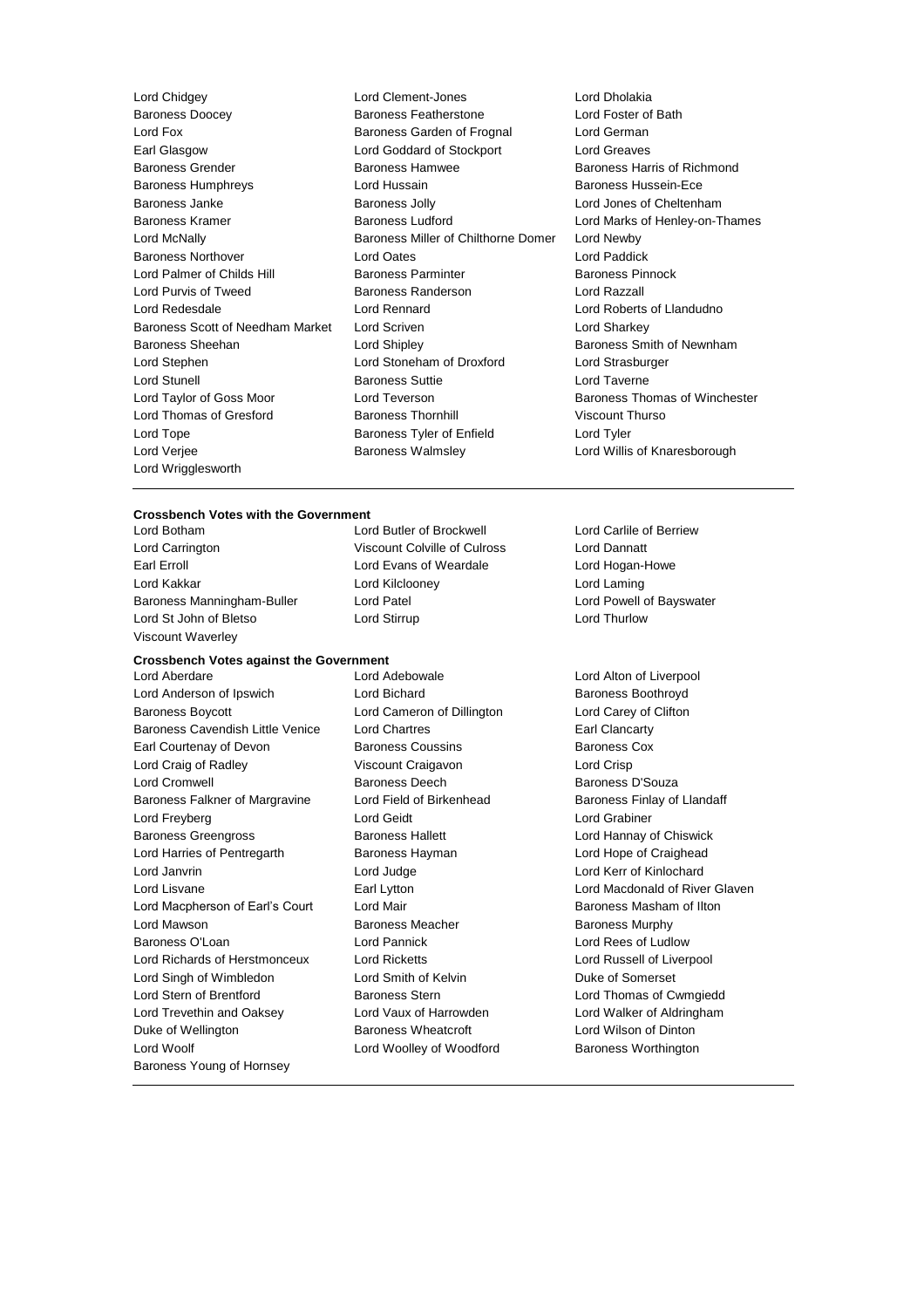Lord Chidgey
Lord Clement-Jones
Lord Dholakia
Baroness Doocey
Baroness Featherstone
Lord Foster of Bath
Lord Fox
Baroness Garden of Frognal
Lord German
Earl Glasgow
Lord Goddard of Stockport
Lord Greaves
Baroness Grender
Baroness Hamwee
Baroness Harris of Richmond
Baroness Humphreys
Lord Hussain
Baroness Hussein-Ece
Baroness Janke
Baroness Jolly
Lord Jones of Cheltenham
Baroness Kramer
Baroness Ludford
Lord Marks of Henley-on-Thames
Lord McNally
Baroness Miller of Chilthorne Domer
Lord Newby
Baroness Northover
Lord Oates
Lord Paddick
Lord Palmer of Childs Hill
Baroness Parminter
Baroness Pinnock
Lord Purvis of Tweed
Baroness Randerson
Lord Razzall
Lord Redesdale
Lord Rennard
Lord Roberts of Llandudno
Baroness Scott of Needham Market
Lord Scriven
Lord Sharkey
Baroness Sheehan
Lord Shipley
Baroness Smith of Newnham
Lord Stephen
Lord Stoneham of Droxford
Lord Strasburger
Lord Stunell
Baroness Suttie
Lord Taverne
Lord Taylor of Goss Moor
Lord Teverson
Baroness Thomas of Winchester
Lord Thomas of Gresford
Baroness Thornhill
Viscount Thurso
Lord Tope
Baroness Tyler of Enfield
Lord Tyler
Lord Verjee
Baroness Walmsley
Lord Willis of Knaresborough
Lord Wrigglesworth

**Crossbench Votes with the Government**

Lord Botham
Lord Butler of Brockwell
Lord Carlile of Berriew
Lord Carrington
Viscount Colville of Culross
Lord Dannatt
Earl Erroll
Lord Evans of Weardale
Lord Hogan-Howe
Lord Kakkar
Lord Kilclooney
Lord Laming
Baroness Manningham-Buller
Lord Patel
Lord Powell of Bayswater
Lord St John of Bletso
Lord Stirrup
Lord Thurlow
Viscount Waverley

**Crossbench Votes against the Government**

Lord Aberdare
Lord Adebowale
Lord Alton of Liverpool
Lord Anderson of Ipswich
Lord Bichard
Baroness Boothroyd
Baroness Boycott
Lord Cameron of Dillington
Lord Carey of Clifton
Baroness Cavendish Little Venice
Lord Chartres
Earl Clancarty
Earl Courtenay of Devon
Baroness Coussins
Baroness Cox
Lord Craig of Radley
Viscount Craigavon
Lord Crisp
Lord Cromwell
Baroness Deech
Baroness D'Souza
Baroness Falkner of Margravine
Lord Field of Birkenhead
Baroness Finlay of Llandaff
Lord Freyberg
Lord Geidt
Lord Grabiner
Baroness Greengross
Baroness Hallett
Lord Hannay of Chiswick
Lord Harries of Pentregarth
Baroness Hayman
Lord Hope of Craighead
Lord Janvrin
Lord Judge
Lord Kerr of Kinlochard
Lord Lisvane
Earl Lytton
Lord Macdonald of River Glaven
Lord Macpherson of Earl's Court
Lord Mair
Baroness Masham of Ilton
Lord Mawson
Baroness Meacher
Baroness Murphy
Baroness O'Loan
Lord Pannick
Lord Rees of Ludlow
Lord Richards of Herstmonceux
Lord Ricketts
Lord Russell of Liverpool
Lord Singh of Wimbledon
Lord Smith of Kelvin
Duke of Somerset
Lord Stern of Brentford
Baroness Stern
Lord Thomas of Cwmgiedd
Lord Trevethin and Oaksey
Lord Vaux of Harrowden
Lord Walker of Aldringham
Duke of Wellington
Baroness Wheatcroft
Lord Wilson of Dinton
Lord Woolf
Lord Woolley of Woodford
Baroness Worthington
Baroness Young of Hornsey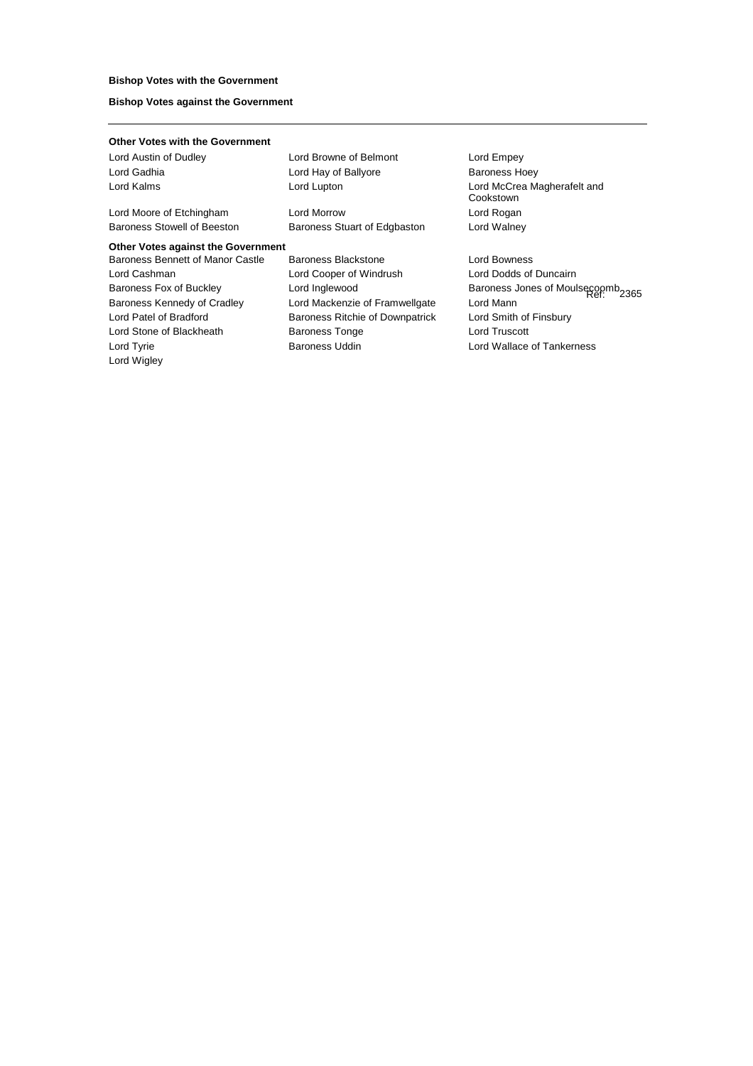**Bishop Votes with the Government**

**Bishop Votes against the Government**

---

**Other Votes with the Government**

Lord Austin of Dudley
Lord Browne of Belmont
Lord Empey
Lord Gadhia
Lord Hay of Ballyore
Baroness Hoey
Lord Kalms
Lord Lupton
Lord McCrea Magherafelt and Cookstown
Lord Moore of Etchingham
Lord Morrow
Lord Rogan
Baroness Stowell of Beeston
Baroness Stuart of Edgbaston
Lord Walney

**Other Votes against the Government**

Baroness Bennett of Manor Castle
Baroness Blackstone
Lord Bowness
Lord Cashman
Lord Cooper of Windrush
Lord Dodds of Duncairn
Baroness Fox of Buckley
Lord Inglewood
Baroness Jones of Moulsecoomb
Baroness Kennedy of Cradley
Lord Mackenzie of Framwellgate
Lord Mann
Lord Patel of Bradford
Baroness Ritchie of Downpatrick
Lord Smith of Finsbury
Lord Stone of Blackheath
Baroness Tonge
Lord Truscott
Lord Tyrie
Baroness Uddin
Lord Wallace of Tankerness
Lord Wigley

Ref: 2365